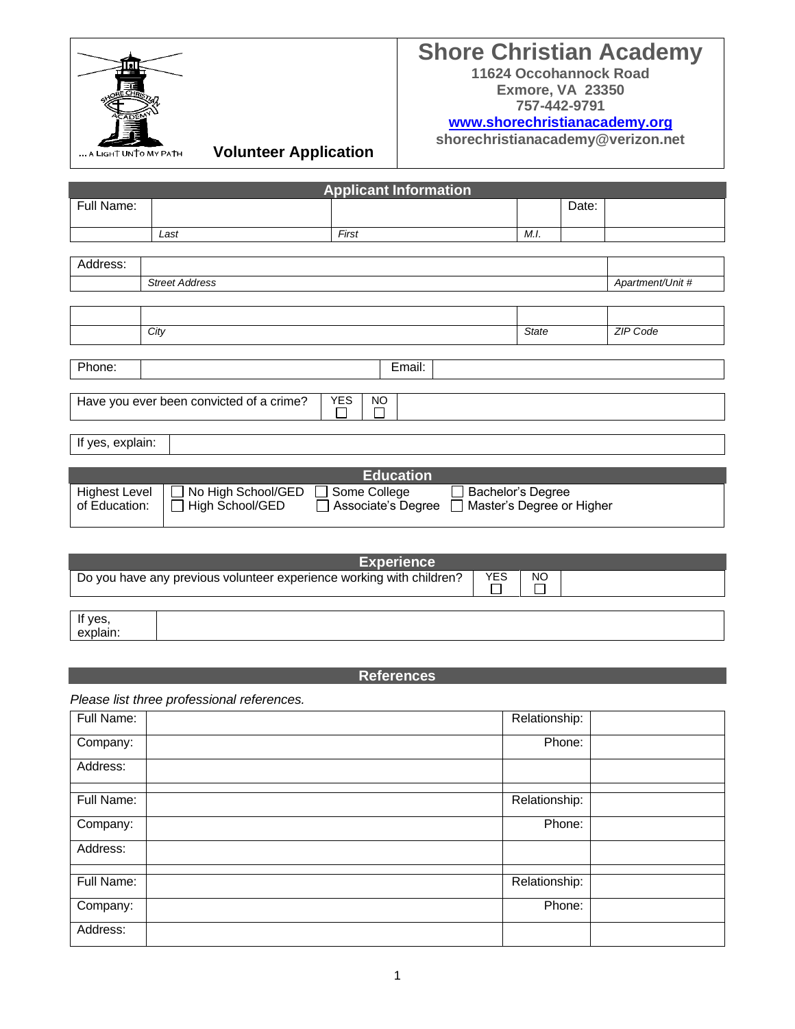# Shore Christian Academy

**11624 Occohannock Road**
**Exmore, VA 23350**
**757-442-9791**
**www.shorechristianacademy.org**
**shorechristianacademy@verizon.net**

... A LIGHT UNTO MY PATH

## Volunteer Application

### Applicant Information

| Full Name: | | | | Date: | |
|---|---|---|---|---|---|
| | *Last* | *First* | *M.I.* | | |

| Address: | | |
|---|---|---|
| | *Street Address* | *Apartment/Unit #* |

| | | | |
|---|---|---|---|
| | *City* | *State* | *ZIP Code* |

| Phone: | | Email: | |
|---|---|---|---|

| Have you ever been convicted of a crime? | YES ☐ | NO ☐ | |
|---|---|---|---|

| If yes, explain: | |
|---|---|

### Education

| Highest Level of Education: | ☐ No High School/GED ☐ High School/GED | ☐ Some College ☐ Associate's Degree | ☐ Bachelor's Degree ☐ Master's Degree or Higher |
|---|---|---|---|

### Experience

| Do you have any previous volunteer experience working with children? | YES ☐ | NO ☐ | |
|---|---|---|---|

| If yes, explain: | |
|---|---|

### References

*Please list three professional references.*

| Full Name: | | Relationship: | |
|---|---|---|---|
| Company: | | Phone: | |
| Address: | | | |
| | | | |
| Full Name: | | Relationship: | |
| Company: | | Phone: | |
| Address: | | | |
| | | | |
| Full Name: | | Relationship: | |
| Company: | | Phone: | |
| Address: | | | |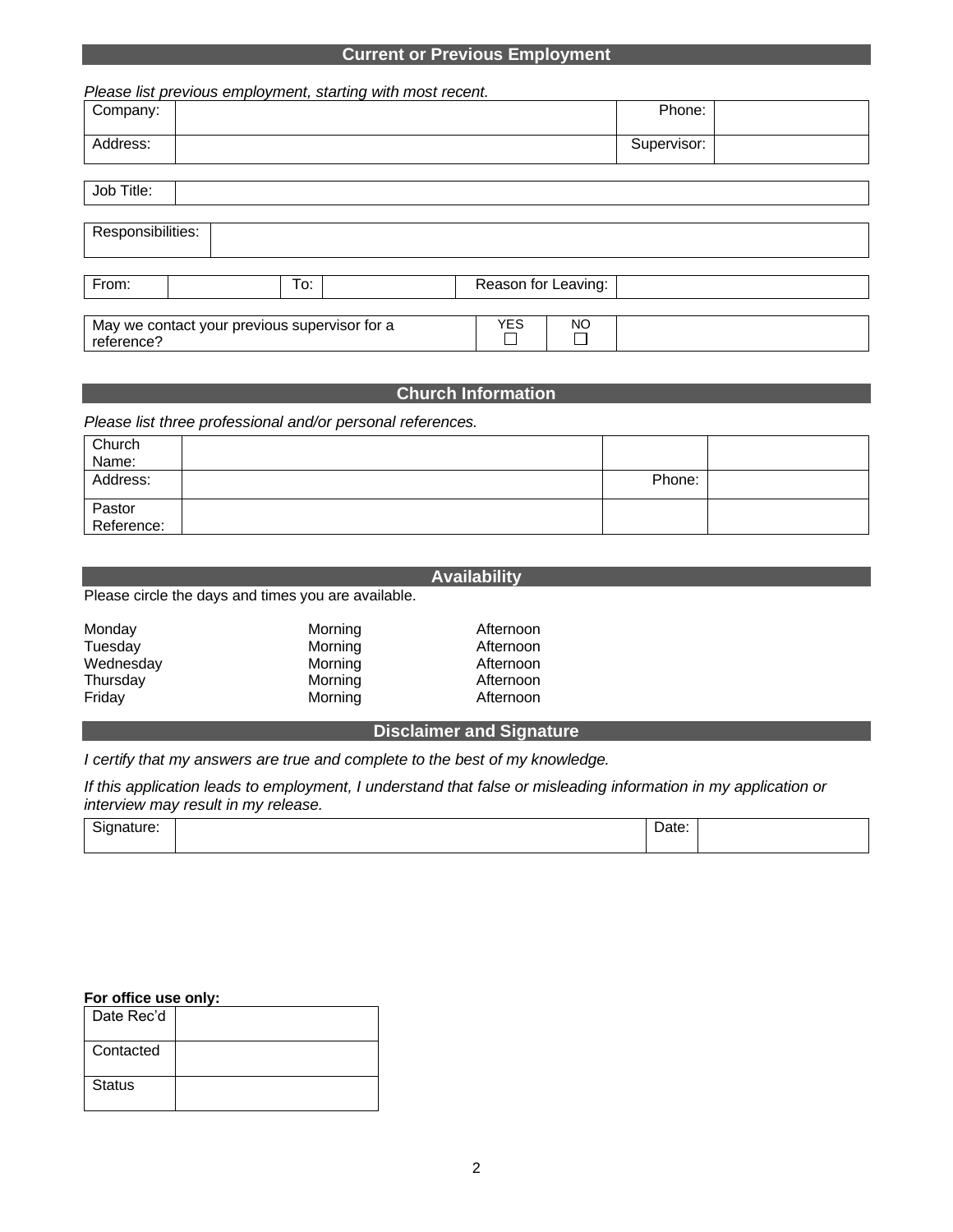## Current or Previous Employment

*Please list previous employment, starting with most recent.*

| | | | |
|---|---|---|---|
| Company: | | Phone: | |
| Address: | | Supervisor: | |

| | |
|---|---|
| Job Title: | |

| | |
|---|---|
| Responsibilities: | |

| | | | | | |
|---|---|---|---|---|---|
| From: | | To: | | Reason for Leaving: | |

| | | | |
|---|---|---|---|
| May we contact your previous supervisor for a reference? | YES ☐ | NO ☐ | |

## Church Information

*Please list three professional and/or personal references.*

| | | | |
|---|---|---|---|
| Church Name: | | | |
| Address: | | Phone: | |
| Pastor Reference: | | | |

## Availability

Please circle the days and times you are available.

| | | |
|---|---|---|
| Monday | Morning | Afternoon |
| Tuesday | Morning | Afternoon |
| Wednesday | Morning | Afternoon |
| Thursday | Morning | Afternoon |
| Friday | Morning | Afternoon |

## Disclaimer and Signature

*I certify that my answers are true and complete to the best of my knowledge.*

*If this application leads to employment, I understand that false or misleading information in my application or interview may result in my release.*

| | | | |
|---|---|---|---|
| Signature: | | Date: | |

**For office use only:**

| | |
|---|---|
| Date Rec'd | |
| Contacted | |
| Status | |